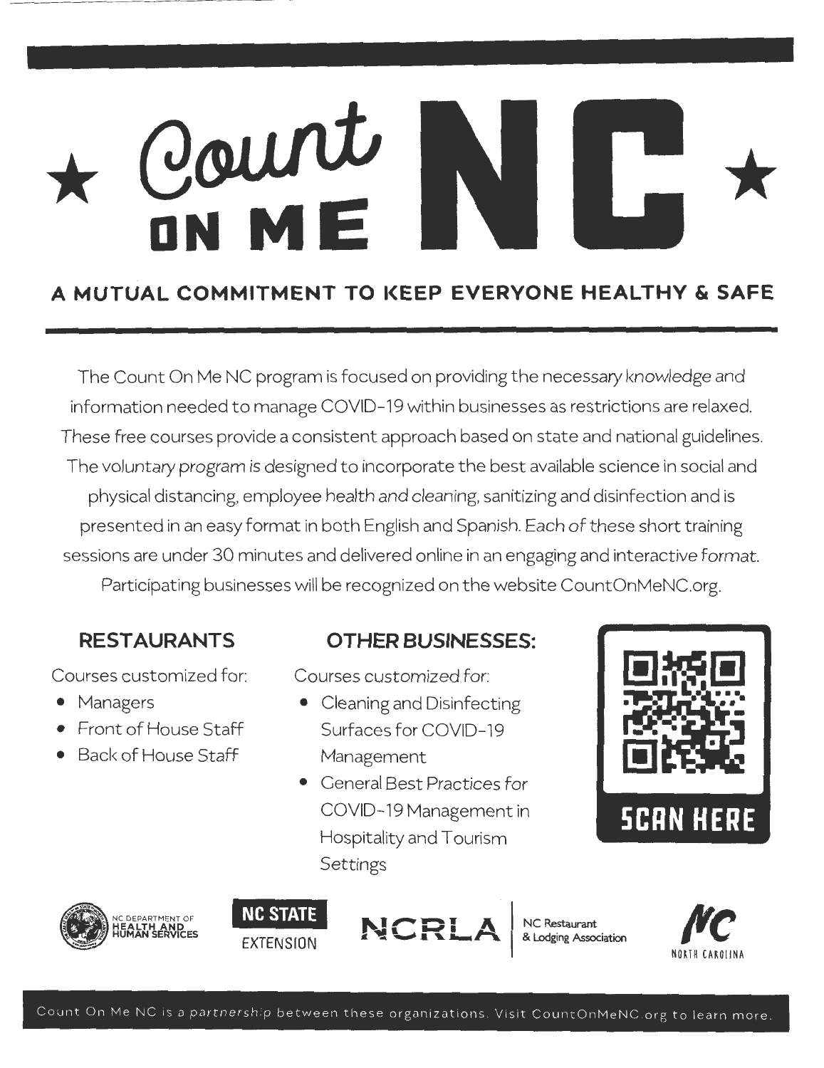# ★ Count ON ME NC ★

## A MUTUAL COMMITMENT TO KEEP EVERYONE HEALTHY & SAFE

The Count On Me NC program is focused on providing the necessary knowledge and information needed to manage COVID-19 within businesses as restrictions are relaxed. These free courses provide a consistent approach based on state and national guidelines. The voluntary program is designed to incorporate the best available science in social and physical distancing, employee health and cleaning, sanitizing and disinfection and is presented in an easy format in both English and Spanish. Each of these short training sessions are under 30 minutes and delivered online in an engaging and interactive format. Participating businesses will be recognized on the website CountOnMeNC.org.

### RESTAURANTS

Courses customized for:

- Managers
- Front of House Staff
- Back of House Staff

### OTHER BUSINESSES:

Courses customized for:

- Cleaning and Disinfecting Surfaces for COVID-19 Management
- General Best Practices for COVID-19 Management in Hospitality and Tourism Settings

SCAN HERE

NC DEPARTMENT OF HEALTH AND HUMAN SERVICES

NC STATE EXTENSION

NCRLA | NC Restaurant & Lodging Association

NC NORTH CAROLINA

Count On Me NC is a partnership between these organizations. Visit CountOnMeNC.org to learn more.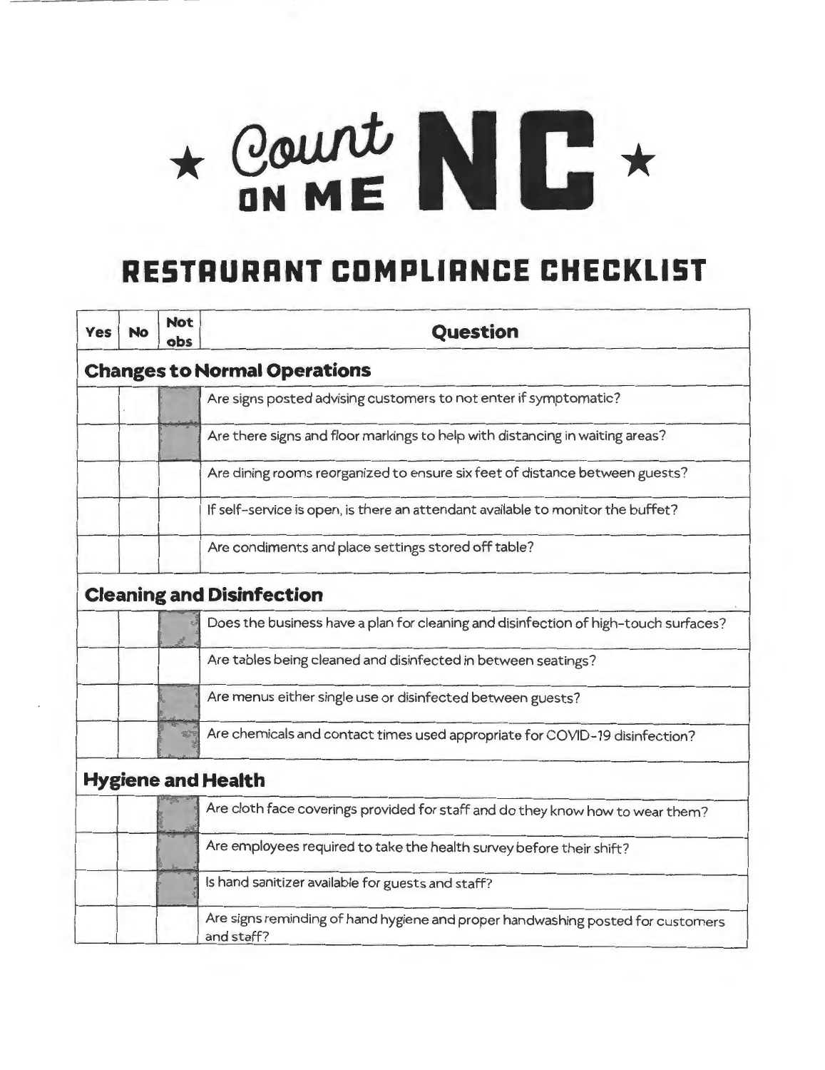# ★ Count ON ME NC ★

## RESTAURANT COMPLIANCE CHECKLIST

| Yes | No | Not obs | Question |
|---|---|---|---|
| **Changes to Normal Operations** | | | |
| | | | Are signs posted advising customers to not enter if symptomatic? |
| | | | Are there signs and floor markings to help with distancing in waiting areas? |
| | | | Are dining rooms reorganized to ensure six feet of distance between guests? |
| | | | If self-service is open, is there an attendant available to monitor the buffet? |
| | | | Are condiments and place settings stored off table? |
| **Cleaning and Disinfection** | | | |
| | | | Does the business have a plan for cleaning and disinfection of high-touch surfaces? |
| | | | Are tables being cleaned and disinfected in between seatings? |
| | | | Are menus either single use or disinfected between guests? |
| | | | Are chemicals and contact times used appropriate for COVID-19 disinfection? |
| **Hygiene and Health** | | | |
| | | | Are cloth face coverings provided for staff and do they know how to wear them? |
| | | | Are employees required to take the health survey before their shift? |
| | | | Is hand sanitizer available for guests and staff? |
| | | | Are signs reminding of hand hygiene and proper handwashing posted for customers and staff? |